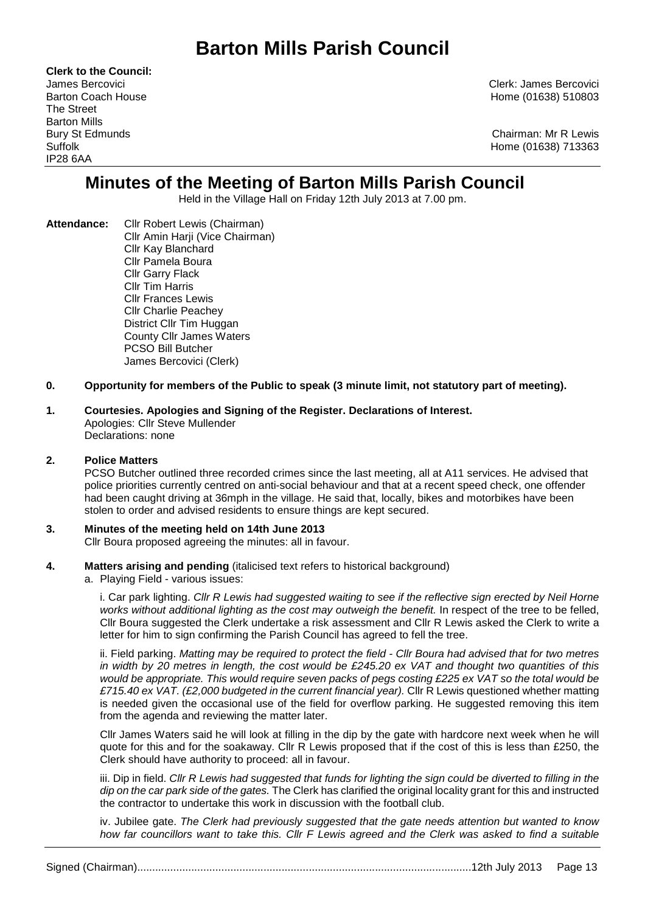# Barton Mills Parish Council

**Clerk to the Council:**
James Bercovici
Barton Coach House
The Street
Barton Mills
Bury St Edmunds
Suffolk
IP28 6AA

Clerk: James Bercovici
Home (01638) 510803

Chairman: Mr R Lewis
Home (01638) 713363

## Minutes of the Meeting of Barton Mills Parish Council

Held in the Village Hall on Friday 12th July 2013 at 7.00 pm.

**Attendance:** Cllr Robert Lewis (Chairman)
Cllr Amin Harji (Vice Chairman)
Cllr Kay Blanchard
Cllr Pamela Boura
Cllr Garry Flack
Cllr Tim Harris
Cllr Frances Lewis
Cllr Charlie Peachey
District Cllr Tim Huggan
County Cllr James Waters
PCSO Bill Butcher
James Bercovici (Clerk)

**0. Opportunity for members of the Public to speak (3 minute limit, not statutory part of meeting).**

**1. Courtesies. Apologies and Signing of the Register. Declarations of Interest.**
Apologies: Cllr Steve Mullender
Declarations: none

**2. Police Matters**
PCSO Butcher outlined three recorded crimes since the last meeting, all at A11 services. He advised that police priorities currently centred on anti-social behaviour and that at a recent speed check, one offender had been caught driving at 36mph in the village. He said that, locally, bikes and motorbikes have been stolen to order and advised residents to ensure things are kept secured.

**3. Minutes of the meeting held on 14th June 2013**
Cllr Boura proposed agreeing the minutes: all in favour.

**4. Matters arising and pending** (italicised text refers to historical background)

a. Playing Field - various issues:

i. Car park lighting. *Cllr R Lewis had suggested waiting to see if the reflective sign erected by Neil Horne works without additional lighting as the cost may outweigh the benefit.* In respect of the tree to be felled, Cllr Boura suggested the Clerk undertake a risk assessment and Cllr R Lewis asked the Clerk to write a letter for him to sign confirming the Parish Council has agreed to fell the tree.

ii. Field parking. *Matting may be required to protect the field - Cllr Boura had advised that for two metres in width by 20 metres in length, the cost would be £245.20 ex VAT and thought two quantities of this would be appropriate. This would require seven packs of pegs costing £225 ex VAT so the total would be £715.40 ex VAT. (£2,000 budgeted in the current financial year).* Cllr R Lewis questioned whether matting is needed given the occasional use of the field for overflow parking. He suggested removing this item from the agenda and reviewing the matter later.

Cllr James Waters said he will look at filling in the dip by the gate with hardcore next week when he will quote for this and for the soakaway. Cllr R Lewis proposed that if the cost of this is less than £250, the Clerk should have authority to proceed: all in favour.

iii. Dip in field. *Cllr R Lewis had suggested that funds for lighting the sign could be diverted to filling in the dip on the car park side of the gates.* The Clerk has clarified the original locality grant for this and instructed the contractor to undertake this work in discussion with the football club.

iv. Jubilee gate. *The Clerk had previously suggested that the gate needs attention but wanted to know how far councillors want to take this. Cllr F Lewis agreed and the Clerk was asked to find a suitable*

Signed (Chairman)..............................................................................................................12th July 2013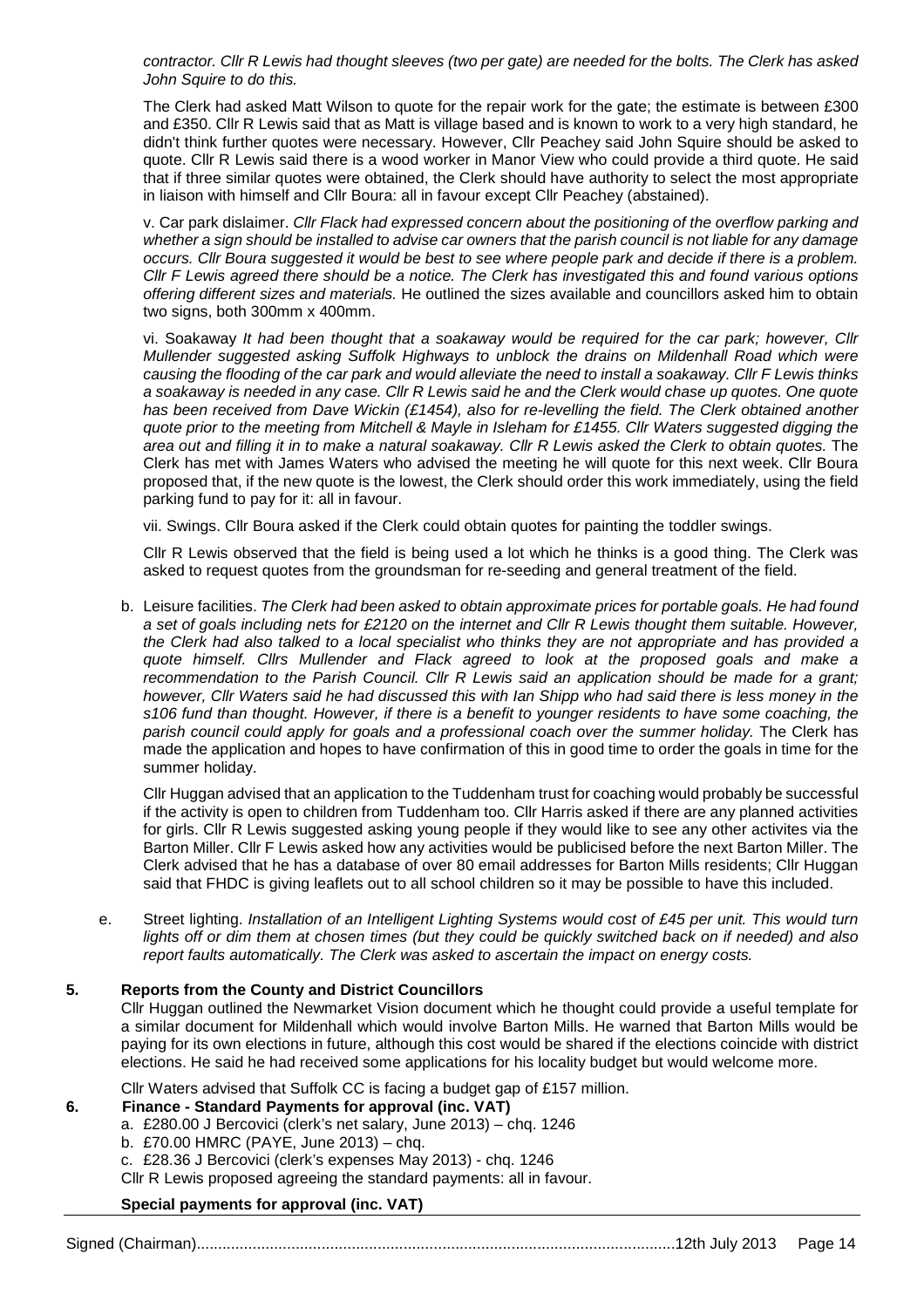*contractor. Cllr R Lewis had thought sleeves (two per gate) are needed for the bolts. The Clerk has asked John Squire to do this.*

The Clerk had asked Matt Wilson to quote for the repair work for the gate; the estimate is between £300 and £350. Cllr R Lewis said that as Matt is village based and is known to work to a very high standard, he didn't think further quotes were necessary. However, Cllr Peachey said John Squire should be asked to quote. Cllr R Lewis said there is a wood worker in Manor View who could provide a third quote. He said that if three similar quotes were obtained, the Clerk should have authority to select the most appropriate in liaison with himself and Cllr Boura: all in favour except Cllr Peachey (abstained).

v. Car park dislaimer. *Cllr Flack had expressed concern about the positioning of the overflow parking and whether a sign should be installed to advise car owners that the parish council is not liable for any damage occurs. Cllr Boura suggested it would be best to see where people park and decide if there is a problem. Cllr F Lewis agreed there should be a notice. The Clerk has investigated this and found various options offering different sizes and materials.* He outlined the sizes available and councillors asked him to obtain two signs, both 300mm x 400mm.

vi. Soakaway *It had been thought that a soakaway would be required for the car park; however, Cllr Mullender suggested asking Suffolk Highways to unblock the drains on Mildenhall Road which were causing the flooding of the car park and would alleviate the need to install a soakaway. Cllr F Lewis thinks a soakaway is needed in any case. Cllr R Lewis said he and the Clerk would chase up quotes. One quote has been received from Dave Wickin (£1454), also for re-levelling the field. The Clerk obtained another quote prior to the meeting from Mitchell & Mayle in Isleham for £1455. Cllr Waters suggested digging the area out and filling it in to make a natural soakaway. Cllr R Lewis asked the Clerk to obtain quotes.* The Clerk has met with James Waters who advised the meeting he will quote for this next week. Cllr Boura proposed that, if the new quote is the lowest, the Clerk should order this work immediately, using the field parking fund to pay for it: all in favour.

vii. Swings. Cllr Boura asked if the Clerk could obtain quotes for painting the toddler swings.

Cllr R Lewis observed that the field is being used a lot which he thinks is a good thing. The Clerk was asked to request quotes from the groundsman for re-seeding and general treatment of the field.

b. Leisure facilities. *The Clerk had been asked to obtain approximate prices for portable goals. He had found a set of goals including nets for £2120 on the internet and Cllr R Lewis thought them suitable. However, the Clerk had also talked to a local specialist who thinks they are not appropriate and has provided a quote himself. Cllrs Mullender and Flack agreed to look at the proposed goals and make a recommendation to the Parish Council. Cllr R Lewis said an application should be made for a grant; however, Cllr Waters said he had discussed this with Ian Shipp who had said there is less money in the s106 fund than thought. However, if there is a benefit to younger residents to have some coaching, the parish council could apply for goals and a professional coach over the summer holiday.* The Clerk has made the application and hopes to have confirmation of this in good time to order the goals in time for the summer holiday.

Cllr Huggan advised that an application to the Tuddenham trust for coaching would probably be successful if the activity is open to children from Tuddenham too. Cllr Harris asked if there are any planned activities for girls. Cllr R Lewis suggested asking young people if they would like to see any other activites via the Barton Miller. Cllr F Lewis asked how any activities would be publicised before the next Barton Miller. The Clerk advised that he has a database of over 80 email addresses for Barton Mills residents; Cllr Huggan said that FHDC is giving leaflets out to all school children so it may be possible to have this included.

e. Street lighting. *Installation of an Intelligent Lighting Systems would cost of £45 per unit. This would turn lights off or dim them at chosen times (but they could be quickly switched back on if needed) and also report faults automatically. The Clerk was asked to ascertain the impact on energy costs.*

**5. Reports from the County and District Councillors**

Cllr Huggan outlined the Newmarket Vision document which he thought could provide a useful template for a similar document for Mildenhall which would involve Barton Mills. He warned that Barton Mills would be paying for its own elections in future, although this cost would be shared if the elections coincide with district elections. He said he had received some applications for his locality budget but would welcome more.

Cllr Waters advised that Suffolk CC is facing a budget gap of £157 million.

**6. Finance - Standard Payments for approval (inc. VAT)**

a. £280.00 J Bercovici (clerk's net salary, June 2013) – chq. 1246
b. £70.00 HMRC (PAYE, June 2013) – chq.
c. £28.36 J Bercovici (clerk's expenses May 2013) - chq. 1246

Cllr R Lewis proposed agreeing the standard payments: all in favour.

**Special payments for approval (inc. VAT)**

Signed (Chairman)................................................................................................................12th July 2013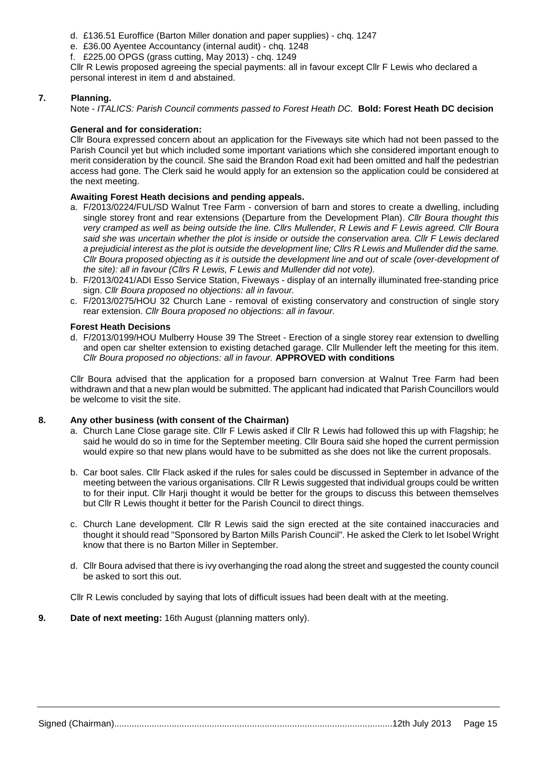d. £136.51 Euroffice (Barton Miller donation and paper supplies) - chq. 1247
e. £36.00 Ayentee Accountancy (internal audit) - chq. 1248
f. £225.00 OPGS (grass cutting, May 2013) - chq. 1249

Cllr R Lewis proposed agreeing the special payments: all in favour except Cllr F Lewis who declared a personal interest in item d and abstained.

## 7. Planning.

Note - *ITALICS: Parish Council comments passed to Forest Heath DC.* **Bold: Forest Heath DC decision**

**General and for consideration:**

Cllr Boura expressed concern about an application for the Fiveways site which had not been passed to the Parish Council yet but which included some important variations which she considered important enough to merit consideration by the council. She said the Brandon Road exit had been omitted and half the pedestrian access had gone. The Clerk said he would apply for an extension so the application could be considered at the next meeting.

**Awaiting Forest Heath decisions and pending appeals.**

a. F/2013/0224/FUL/SD Walnut Tree Farm - conversion of barn and stores to create a dwelling, including single storey front and rear extensions (Departure from the Development Plan). *Cllr Boura thought this very cramped as well as being outside the line. Cllrs Mullender, R Lewis and F Lewis agreed. Cllr Boura said she was uncertain whether the plot is inside or outside the conservation area. Cllr F Lewis declared a prejudicial interest as the plot is outside the development line; Cllrs R Lewis and Mullender did the same. Cllr Boura proposed objecting as it is outside the development line and out of scale (over-development of the site): all in favour (Cllrs R Lewis, F Lewis and Mullender did not vote).*
b. F/2013/0241/ADI Esso Service Station, Fiveways - display of an internally illuminated free-standing price sign. *Cllr Boura proposed no objections: all in favour.*
c. F/2013/0275/HOU 32 Church Lane - removal of existing conservatory and construction of single story rear extension. *Cllr Boura proposed no objections: all in favour.*

**Forest Heath Decisions**

d. F/2013/0199/HOU Mulberry House 39 The Street - Erection of a single storey rear extension to dwelling and open car shelter extension to existing detached garage. Cllr Mullender left the meeting for this item. *Cllr Boura proposed no objections: all in favour.* **APPROVED with conditions**

Cllr Boura advised that the application for a proposed barn conversion at Walnut Tree Farm had been withdrawn and that a new plan would be submitted. The applicant had indicated that Parish Councillors would be welcome to visit the site.

## 8. Any other business (with consent of the Chairman)

a. Church Lane Close garage site. Cllr F Lewis asked if Cllr R Lewis had followed this up with Flagship; he said he would do so in time for the September meeting. Cllr Boura said she hoped the current permission would expire so that new plans would have to be submitted as she does not like the current proposals.

b. Car boot sales. Cllr Flack asked if the rules for sales could be discussed in September in advance of the meeting between the various organisations. Cllr R Lewis suggested that individual groups could be written to for their input. Cllr Harji thought it would be better for the groups to discuss this between themselves but Cllr R Lewis thought it better for the Parish Council to direct things.

c. Church Lane development. Cllr R Lewis said the sign erected at the site contained inaccuracies and thought it should read "Sponsored by Barton Mills Parish Council". He asked the Clerk to let Isobel Wright know that there is no Barton Miller in September.

d. Cllr Boura advised that there is ivy overhanging the road along the street and suggested the county council be asked to sort this out.

Cllr R Lewis concluded by saying that lots of difficult issues had been dealt with at the meeting.

## 9. Date of next meeting: 16th August (planning matters only).

Signed (Chairman)............................................................................................................12th July 2013